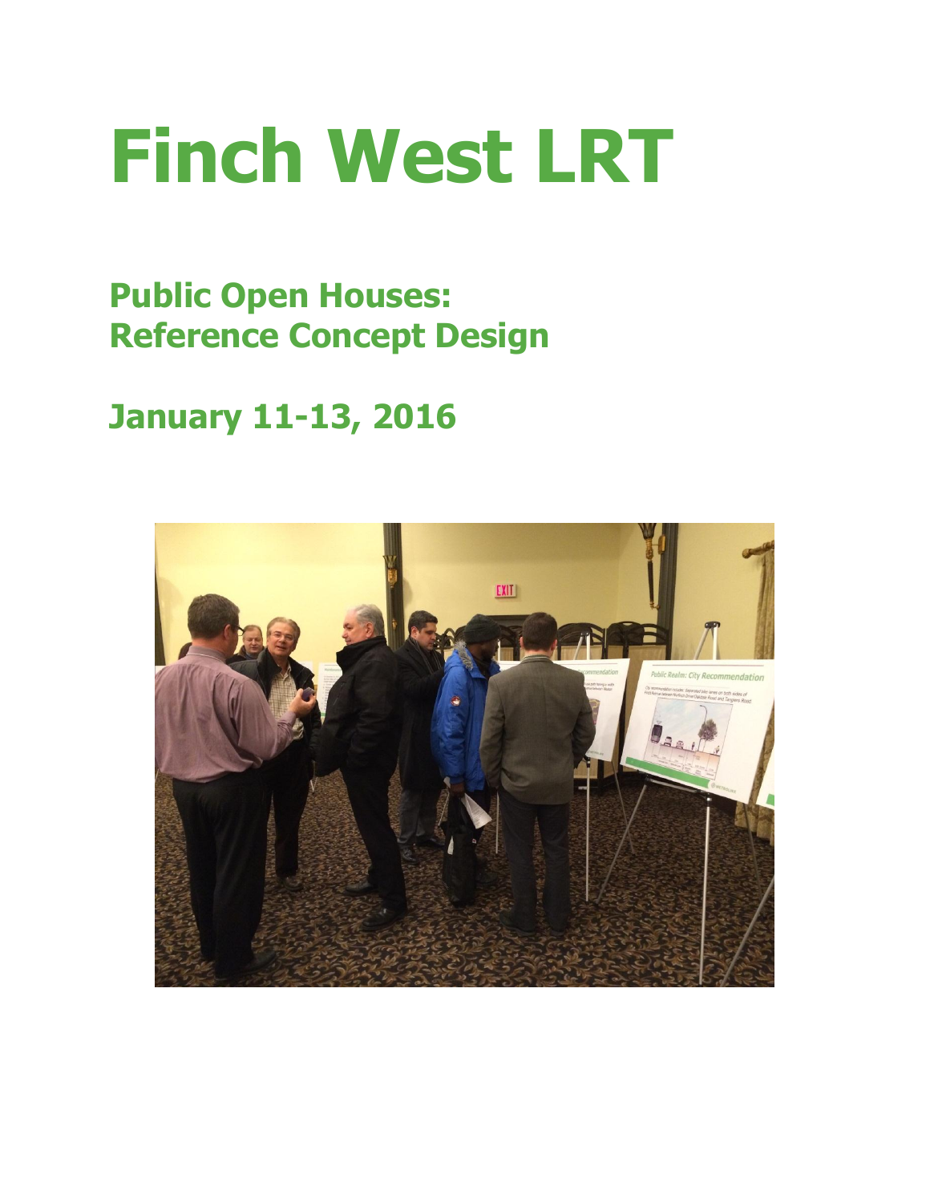# Finch West LRT

## Public Open Houses: Reference Concept Design

## January 11-13, 2016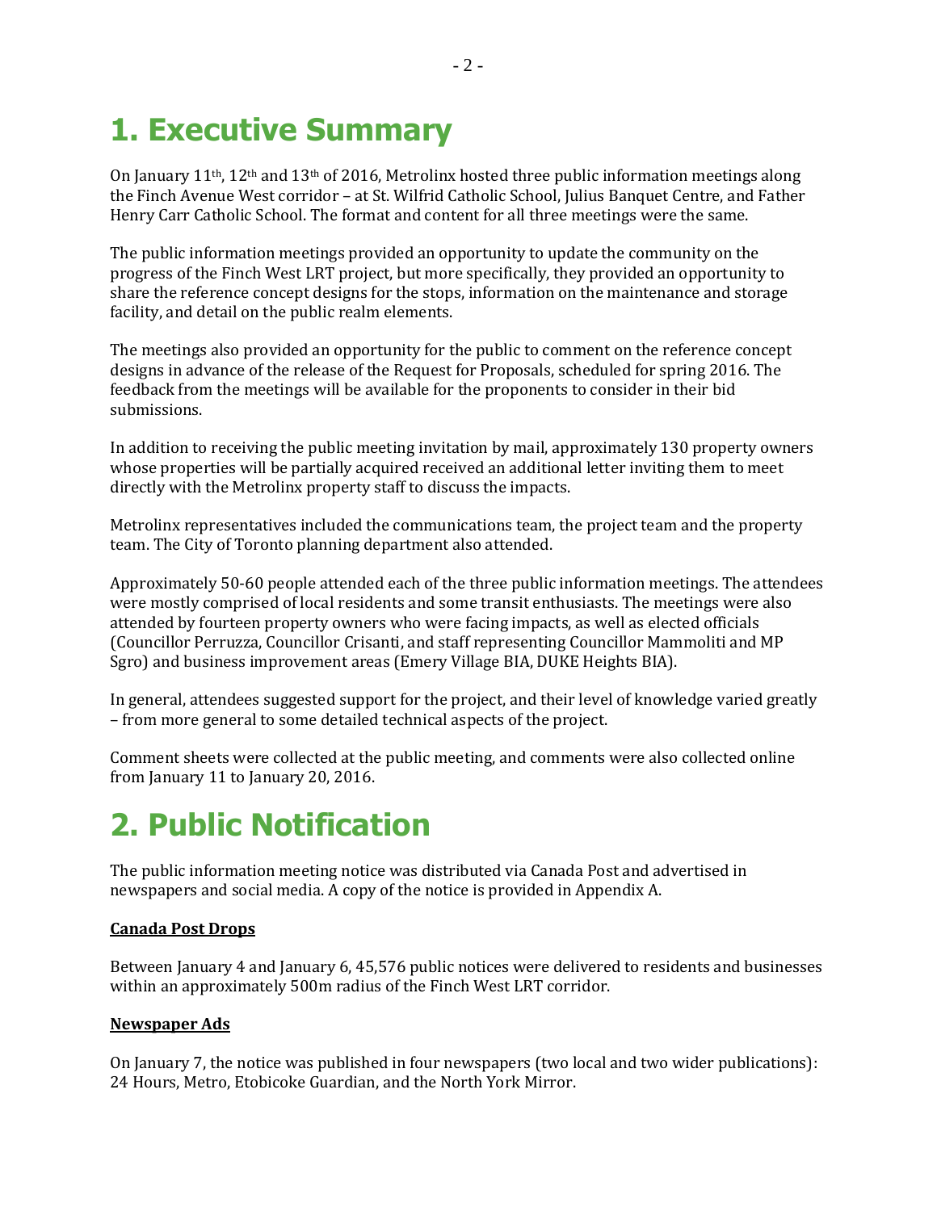# 1. Executive Summary

On January 11th, 12th and 13th of 2016, Metrolinx hosted three public information meetings along the Finch Avenue West corridor – at St. Wilfrid Catholic School, Julius Banquet Centre, and Father Henry Carr Catholic School. The format and content for all three meetings were the same.

The public information meetings provided an opportunity to update the community on the progress of the Finch West LRT project, but more specifically, they provided an opportunity to share the reference concept designs for the stops, information on the maintenance and storage facility, and detail on the public realm elements.

The meetings also provided an opportunity for the public to comment on the reference concept designs in advance of the release of the Request for Proposals, scheduled for spring 2016. The feedback from the meetings will be available for the proponents to consider in their bid submissions.

In addition to receiving the public meeting invitation by mail, approximately 130 property owners whose properties will be partially acquired received an additional letter inviting them to meet directly with the Metrolinx property staff to discuss the impacts.

Metrolinx representatives included the communications team, the project team and the property team. The City of Toronto planning department also attended.

Approximately 50-60 people attended each of the three public information meetings. The attendees were mostly comprised of local residents and some transit enthusiasts. The meetings were also attended by fourteen property owners who were facing impacts, as well as elected officials (Councillor Perruzza, Councillor Crisanti, and staff representing Councillor Mammoliti and MP Sgro) and business improvement areas (Emery Village BIA, DUKE Heights BIA).

In general, attendees suggested support for the project, and their level of knowledge varied greatly – from more general to some detailed technical aspects of the project.

Comment sheets were collected at the public meeting, and comments were also collected online from January 11 to January 20, 2016.

# 2. Public Notification

The public information meeting notice was distributed via Canada Post and advertised in newspapers and social media. A copy of the notice is provided in Appendix A.

**Canada Post Drops**

Between January 4 and January 6, 45,576 public notices were delivered to residents and businesses within an approximately 500m radius of the Finch West LRT corridor.

**Newspaper Ads**

On January 7, the notice was published in four newspapers (two local and two wider publications): 24 Hours, Metro, Etobicoke Guardian, and the North York Mirror.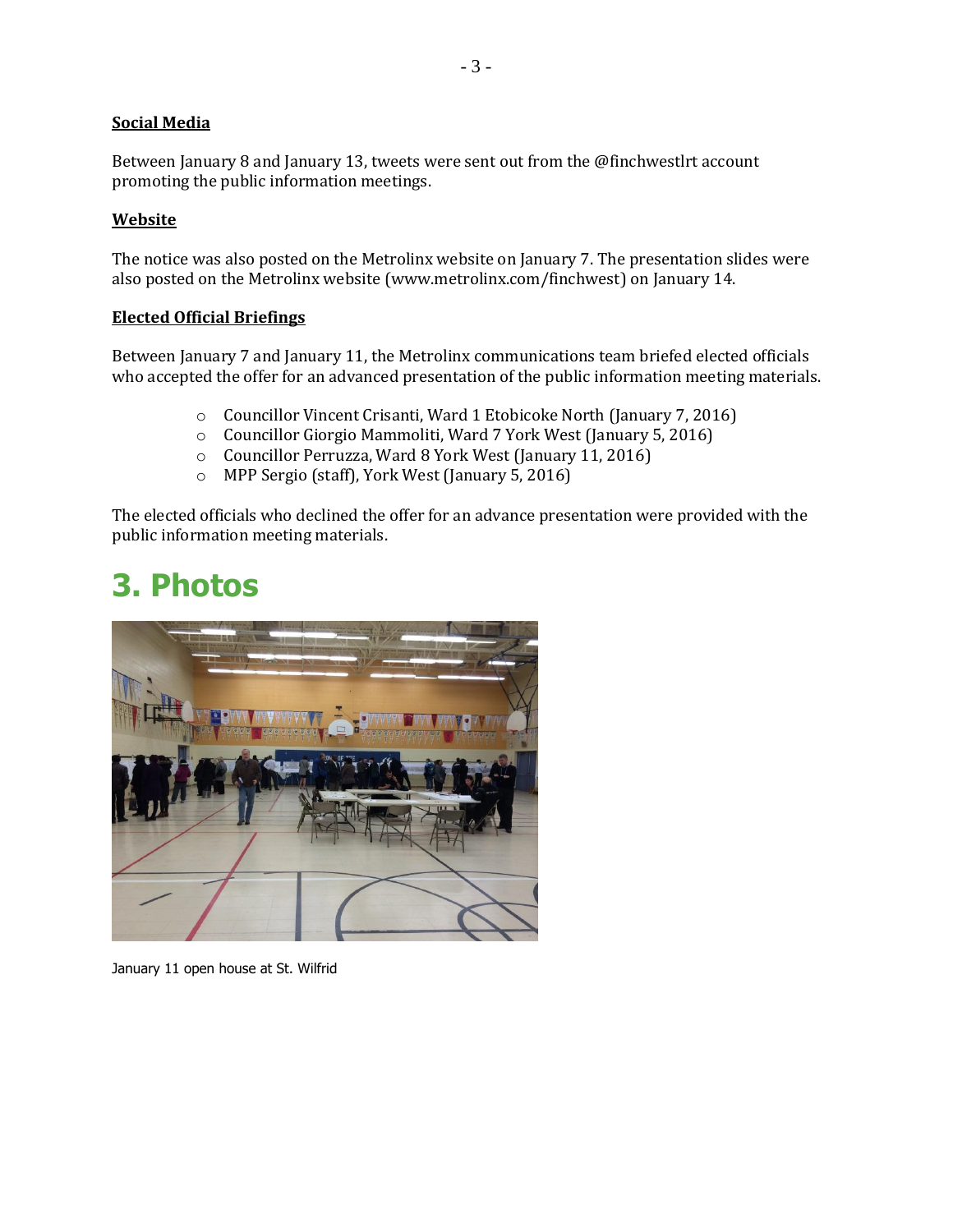**Social Media**

Between January 8 and January 13, tweets were sent out from the @finchwestlrt account promoting the public information meetings.

**Website**

The notice was also posted on the Metrolinx website on January 7. The presentation slides were also posted on the Metrolinx website (www.metrolinx.com/finchwest) on January 14.

**Elected Official Briefings**

Between January 7 and January 11, the Metrolinx communications team briefed elected officials who accepted the offer for an advanced presentation of the public information meeting materials.

- Councillor Vincent Crisanti, Ward 1 Etobicoke North (January 7, 2016)
- Councillor Giorgio Mammoliti, Ward 7 York West (January 5, 2016)
- Councillor Perruzza, Ward 8 York West (January 11, 2016)
- MPP Sergio (staff), York West (January 5, 2016)

The elected officials who declined the offer for an advance presentation were provided with the public information meeting materials.

# 3. Photos

January 11 open house at St. Wilfrid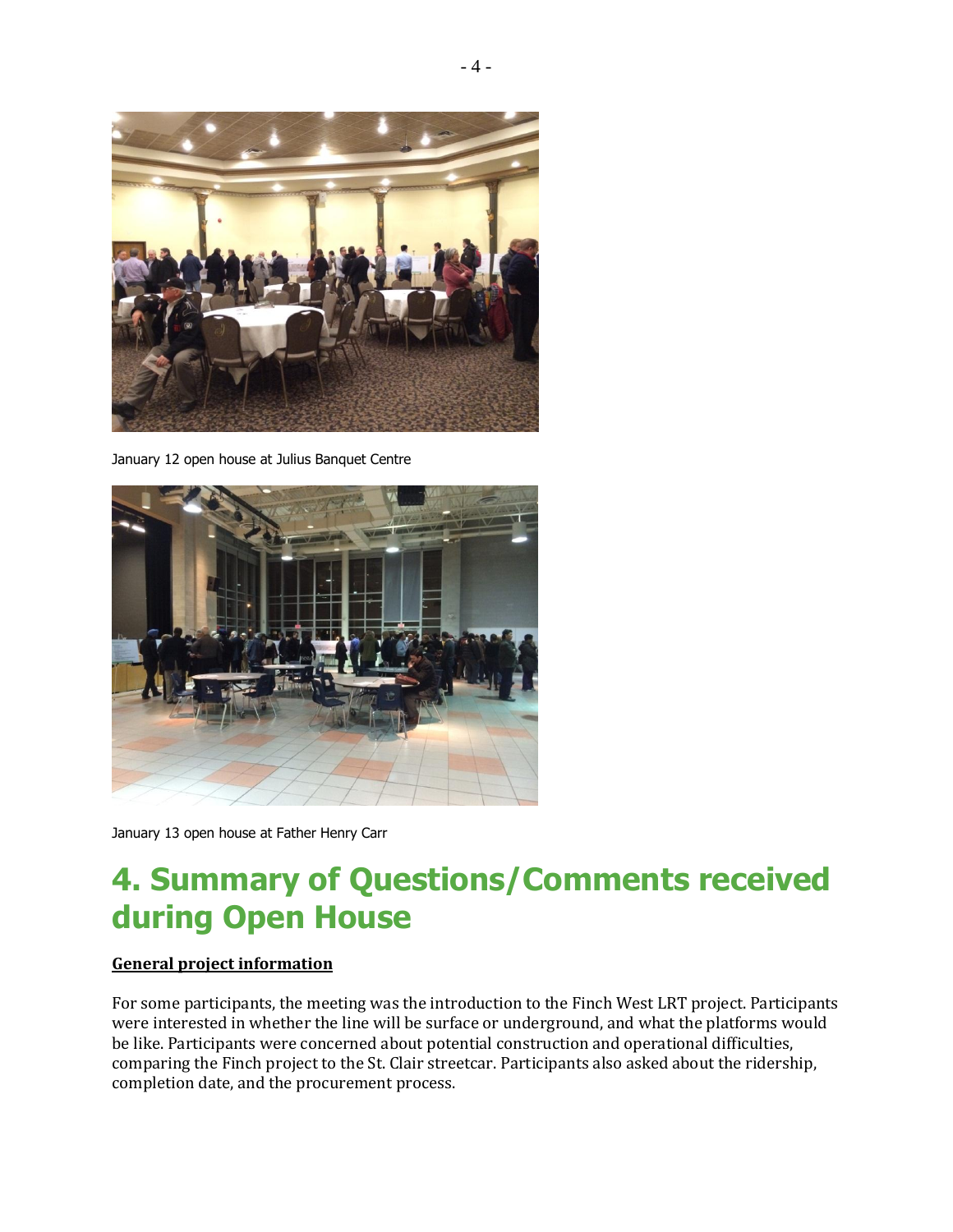January 12 open house at Julius Banquet Centre

January 13 open house at Father Henry Carr

# 4. Summary of Questions/Comments received during Open House

**General project information**

For some participants, the meeting was the introduction to the Finch West LRT project. Participants were interested in whether the line will be surface or underground, and what the platforms would be like. Participants were concerned about potential construction and operational difficulties, comparing the Finch project to the St. Clair streetcar. Participants also asked about the ridership, completion date, and the procurement process.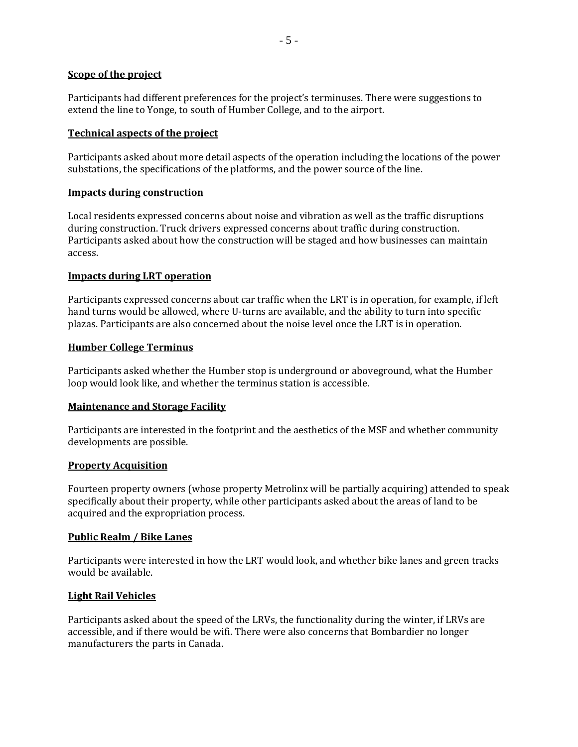**Scope of the project**

Participants had different preferences for the project's terminuses. There were suggestions to extend the line to Yonge, to south of Humber College, and to the airport.

**Technical aspects of the project**

Participants asked about more detail aspects of the operation including the locations of the power substations, the specifications of the platforms, and the power source of the line.

**Impacts during construction**

Local residents expressed concerns about noise and vibration as well as the traffic disruptions during construction. Truck drivers expressed concerns about traffic during construction. Participants asked about how the construction will be staged and how businesses can maintain access.

**Impacts during LRT operation**

Participants expressed concerns about car traffic when the LRT is in operation, for example, if left hand turns would be allowed, where U-turns are available, and the ability to turn into specific plazas. Participants are also concerned about the noise level once the LRT is in operation.

**Humber College Terminus**

Participants asked whether the Humber stop is underground or aboveground, what the Humber loop would look like, and whether the terminus station is accessible.

**Maintenance and Storage Facility**

Participants are interested in the footprint and the aesthetics of the MSF and whether community developments are possible.

**Property Acquisition**

Fourteen property owners (whose property Metrolinx will be partially acquiring) attended to speak specifically about their property, while other participants asked about the areas of land to be acquired and the expropriation process.

**Public Realm / Bike Lanes**

Participants were interested in how the LRT would look, and whether bike lanes and green tracks would be available.

**Light Rail Vehicles**

Participants asked about the speed of the LRVs, the functionality during the winter, if LRVs are accessible, and if there would be wifi. There were also concerns that Bombardier no longer manufacturers the parts in Canada.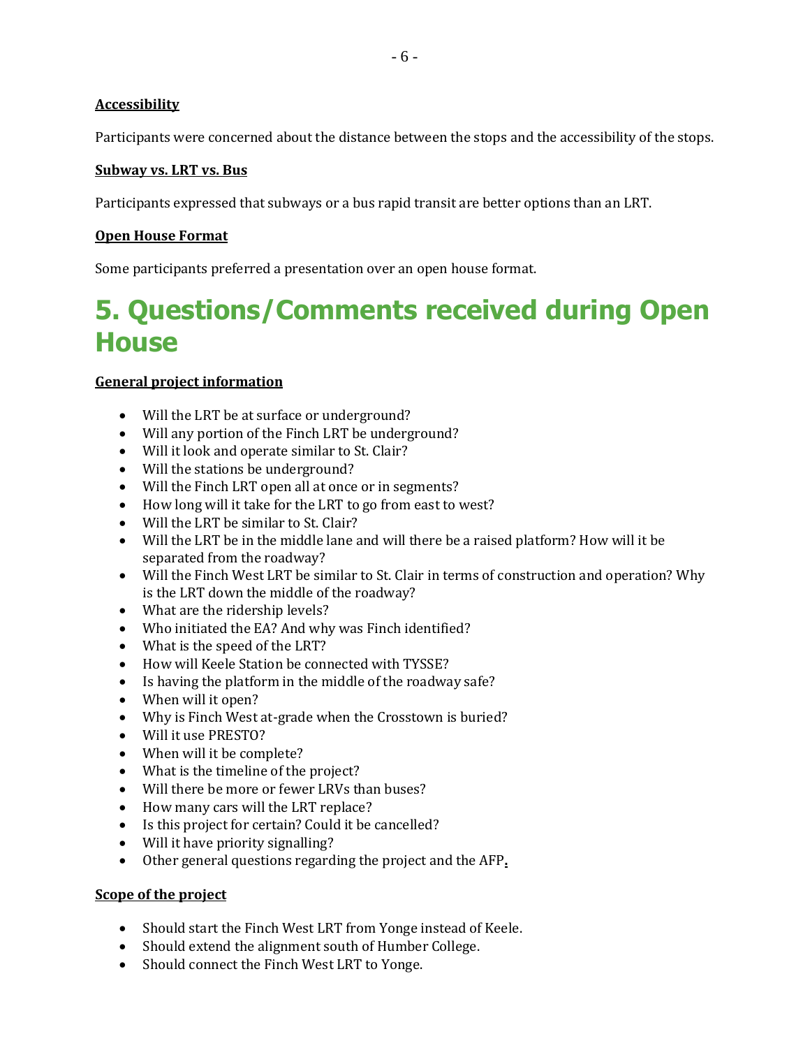**Accessibility**

Participants were concerned about the distance between the stops and the accessibility of the stops.

**Subway vs. LRT vs. Bus**

Participants expressed that subways or a bus rapid transit are better options than an LRT.

**Open House Format**

Some participants preferred a presentation over an open house format.

# 5. Questions/Comments received during Open House

**General project information**

- Will the LRT be at surface or underground?
- Will any portion of the Finch LRT be underground?
- Will it look and operate similar to St. Clair?
- Will the stations be underground?
- Will the Finch LRT open all at once or in segments?
- How long will it take for the LRT to go from east to west?
- Will the LRT be similar to St. Clair?
- Will the LRT be in the middle lane and will there be a raised platform? How will it be separated from the roadway?
- Will the Finch West LRT be similar to St. Clair in terms of construction and operation? Why is the LRT down the middle of the roadway?
- What are the ridership levels?
- Who initiated the EA? And why was Finch identified?
- What is the speed of the LRT?
- How will Keele Station be connected with TYSSE?
- Is having the platform in the middle of the roadway safe?
- When will it open?
- Why is Finch West at-grade when the Crosstown is buried?
- Will it use PRESTO?
- When will it be complete?
- What is the timeline of the project?
- Will there be more or fewer LRVs than buses?
- How many cars will the LRT replace?
- Is this project for certain? Could it be cancelled?
- Will it have priority signalling?
- Other general questions regarding the project and the AFP.

**Scope of the project**

- Should start the Finch West LRT from Yonge instead of Keele.
- Should extend the alignment south of Humber College.
- Should connect the Finch West LRT to Yonge.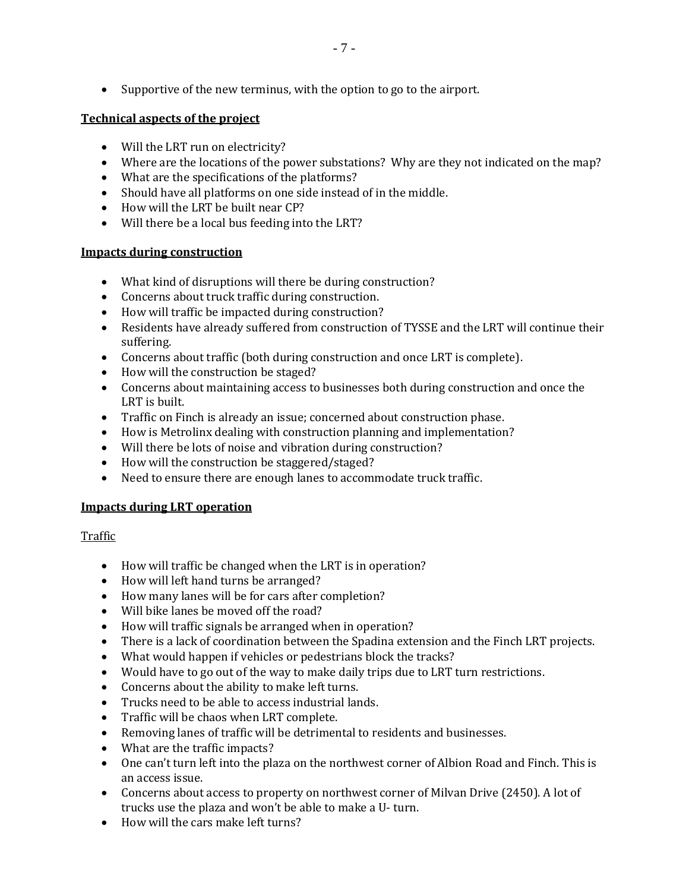- Supportive of the new terminus, with the option to go to the airport.

**Technical aspects of the project**

- Will the LRT run on electricity?
- Where are the locations of the power substations? Why are they not indicated on the map?
- What are the specifications of the platforms?
- Should have all platforms on one side instead of in the middle.
- How will the LRT be built near CP?
- Will there be a local bus feeding into the LRT?

**Impacts during construction**

- What kind of disruptions will there be during construction?
- Concerns about truck traffic during construction.
- How will traffic be impacted during construction?
- Residents have already suffered from construction of TYSSE and the LRT will continue their suffering.
- Concerns about traffic (both during construction and once LRT is complete).
- How will the construction be staged?
- Concerns about maintaining access to businesses both during construction and once the LRT is built.
- Traffic on Finch is already an issue; concerned about construction phase.
- How is Metrolinx dealing with construction planning and implementation?
- Will there be lots of noise and vibration during construction?
- How will the construction be staggered/staged?
- Need to ensure there are enough lanes to accommodate truck traffic.

**Impacts during LRT operation**

Traffic

- How will traffic be changed when the LRT is in operation?
- How will left hand turns be arranged?
- How many lanes will be for cars after completion?
- Will bike lanes be moved off the road?
- How will traffic signals be arranged when in operation?
- There is a lack of coordination between the Spadina extension and the Finch LRT projects.
- What would happen if vehicles or pedestrians block the tracks?
- Would have to go out of the way to make daily trips due to LRT turn restrictions.
- Concerns about the ability to make left turns.
- Trucks need to be able to access industrial lands.
- Traffic will be chaos when LRT complete.
- Removing lanes of traffic will be detrimental to residents and businesses.
- What are the traffic impacts?
- One can't turn left into the plaza on the northwest corner of Albion Road and Finch. This is an access issue.
- Concerns about access to property on northwest corner of Milvan Drive (2450). A lot of trucks use the plaza and won't be able to make a U- turn.
- How will the cars make left turns?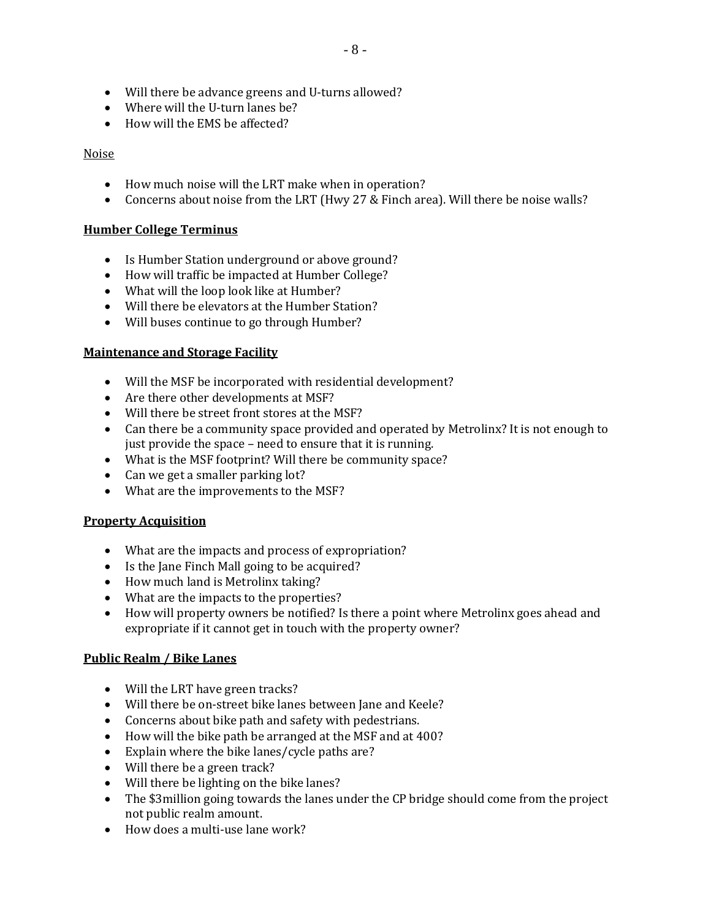- Will there be advance greens and U-turns allowed?
- Where will the U-turn lanes be?
- How will the EMS be affected?

Noise

- How much noise will the LRT make when in operation?
- Concerns about noise from the LRT (Hwy 27 & Finch area). Will there be noise walls?

**Humber College Terminus**

- Is Humber Station underground or above ground?
- How will traffic be impacted at Humber College?
- What will the loop look like at Humber?
- Will there be elevators at the Humber Station?
- Will buses continue to go through Humber?

**Maintenance and Storage Facility**

- Will the MSF be incorporated with residential development?
- Are there other developments at MSF?
- Will there be street front stores at the MSF?
- Can there be a community space provided and operated by Metrolinx? It is not enough to just provide the space – need to ensure that it is running.
- What is the MSF footprint? Will there be community space?
- Can we get a smaller parking lot?
- What are the improvements to the MSF?

**Property Acquisition**

- What are the impacts and process of expropriation?
- Is the Jane Finch Mall going to be acquired?
- How much land is Metrolinx taking?
- What are the impacts to the properties?
- How will property owners be notified? Is there a point where Metrolinx goes ahead and expropriate if it cannot get in touch with the property owner?

**Public Realm / Bike Lanes**

- Will the LRT have green tracks?
- Will there be on-street bike lanes between Jane and Keele?
- Concerns about bike path and safety with pedestrians.
- How will the bike path be arranged at the MSF and at 400?
- Explain where the bike lanes/cycle paths are?
- Will there be a green track?
- Will there be lighting on the bike lanes?
- The $3million going towards the lanes under the CP bridge should come from the project not public realm amount.
- How does a multi-use lane work?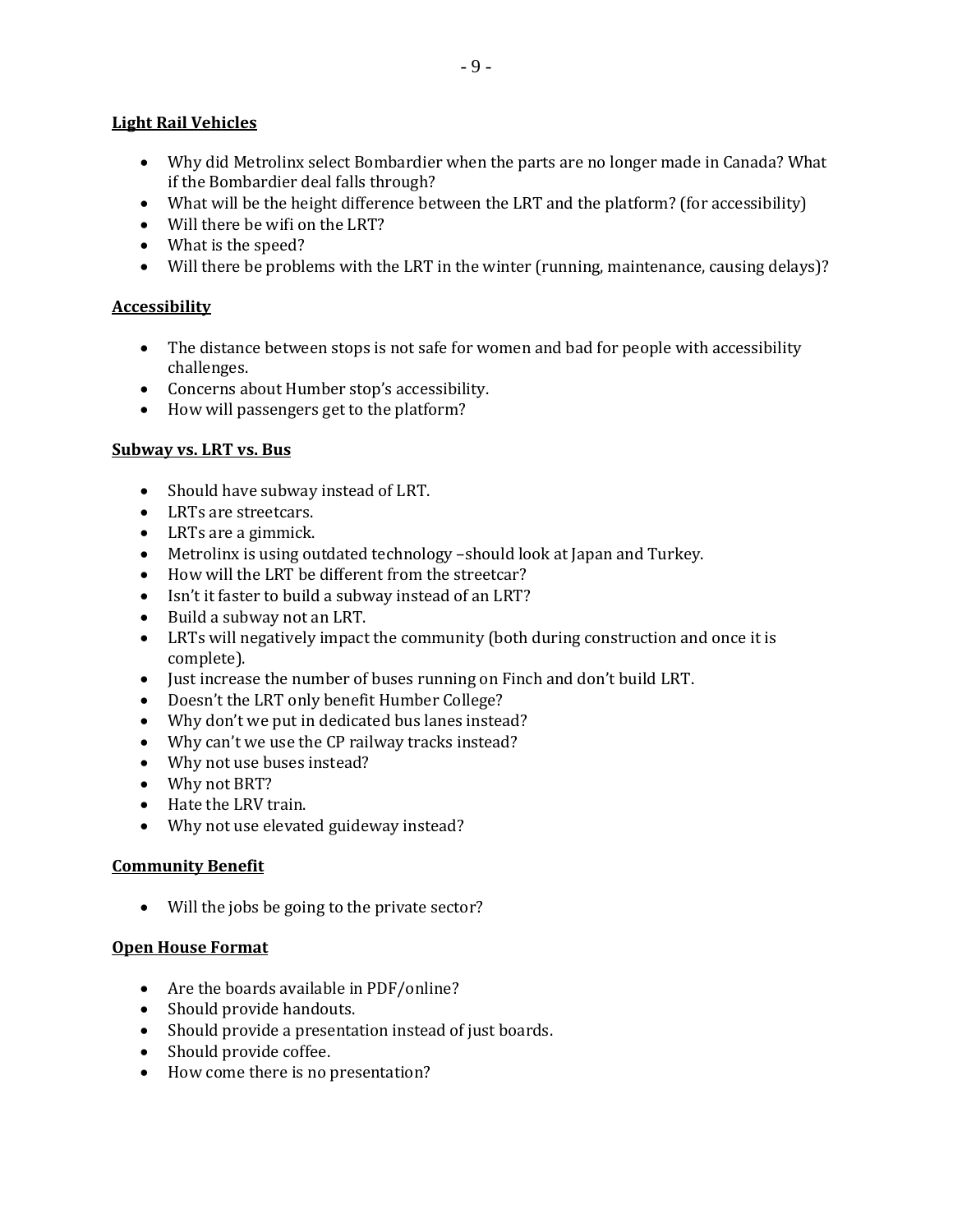**Light Rail Vehicles**

- Why did Metrolinx select Bombardier when the parts are no longer made in Canada? What if the Bombardier deal falls through?
- What will be the height difference between the LRT and the platform? (for accessibility)
- Will there be wifi on the LRT?
- What is the speed?
- Will there be problems with the LRT in the winter (running, maintenance, causing delays)?

**Accessibility**

- The distance between stops is not safe for women and bad for people with accessibility challenges.
- Concerns about Humber stop's accessibility.
- How will passengers get to the platform?

**Subway vs. LRT vs. Bus**

- Should have subway instead of LRT.
- LRTs are streetcars.
- LRTs are a gimmick.
- Metrolinx is using outdated technology –should look at Japan and Turkey.
- How will the LRT be different from the streetcar?
- Isn't it faster to build a subway instead of an LRT?
- Build a subway not an LRT.
- LRTs will negatively impact the community (both during construction and once it is complete).
- Just increase the number of buses running on Finch and don't build LRT.
- Doesn't the LRT only benefit Humber College?
- Why don't we put in dedicated bus lanes instead?
- Why can't we use the CP railway tracks instead?
- Why not use buses instead?
- Why not BRT?
- Hate the LRV train.
- Why not use elevated guideway instead?

**Community Benefit**

- Will the jobs be going to the private sector?

**Open House Format**

- Are the boards available in PDF/online?
- Should provide handouts.
- Should provide a presentation instead of just boards.
- Should provide coffee.
- How come there is no presentation?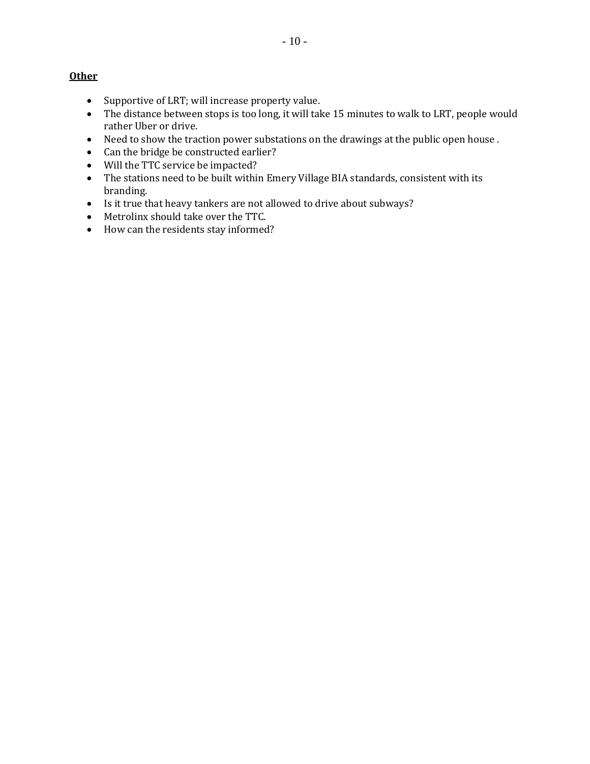**Other**

- Supportive of LRT; will increase property value.
- The distance between stops is too long, it will take 15 minutes to walk to LRT, people would rather Uber or drive.
- Need to show the traction power substations on the drawings at the public open house .
- Can the bridge be constructed earlier?
- Will the TTC service be impacted?
- The stations need to be built within Emery Village BIA standards, consistent with its branding.
- Is it true that heavy tankers are not allowed to drive about subways?
- Metrolinx should take over the TTC.
- How can the residents stay informed?